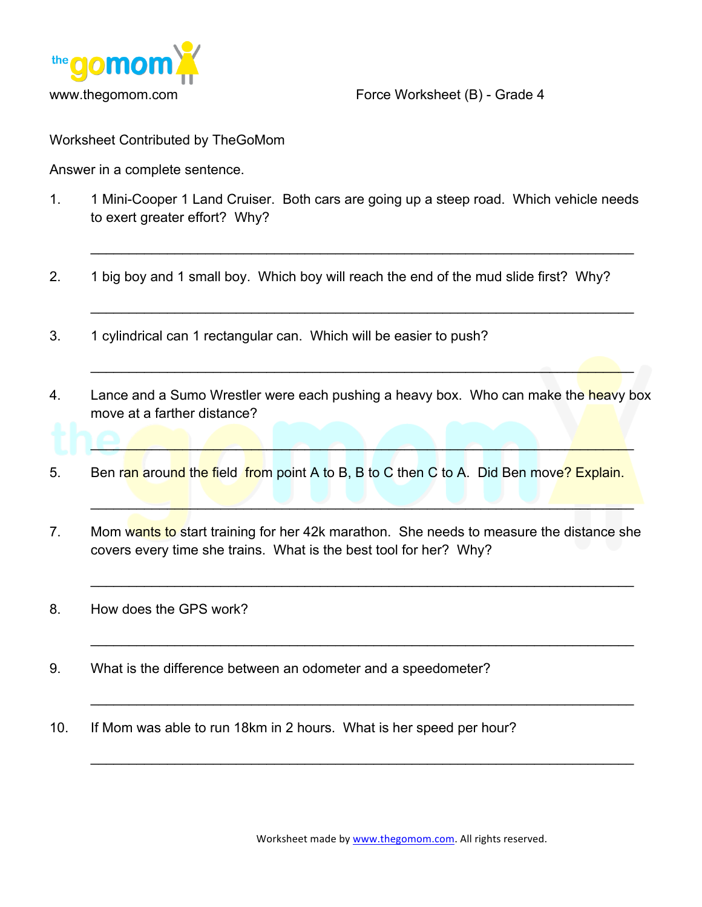www.thegomom.com

Force Worksheet (B) - Grade 4

Worksheet Contributed by TheGoMom

Answer in a complete sentence.

1. 1 Mini-Cooper 1 Land Cruiser. Both cars are going up a steep road. Which vehicle needs to exert greater effort? Why?

   ______________________________________________________________________

2. 1 big boy and 1 small boy. Which boy will reach the end of the mud slide first? Why?

   ______________________________________________________________________

3. 1 cylindrical can 1 rectangular can. Which will be easier to push?

   ______________________________________________________________________

4. Lance and a Sumo Wrestler were each pushing a heavy box. Who can make the heavy box move at a farther distance?

   ______________________________________________________________________

5. Ben ran around the field from point A to B, B to C then C to A. Did Ben move? Explain.

   ______________________________________________________________________

7. Mom wants to start training for her 42k marathon. She needs to measure the distance she covers every time she trains. What is the best tool for her? Why?

   ______________________________________________________________________

8. How does the GPS work?

   ______________________________________________________________________

9. What is the difference between an odometer and a speedometer?

   ______________________________________________________________________

10. If Mom was able to run 18km in 2 hours. What is her speed per hour?

    ______________________________________________________________________

Worksheet made by www.thegomom.com. All rights reserved.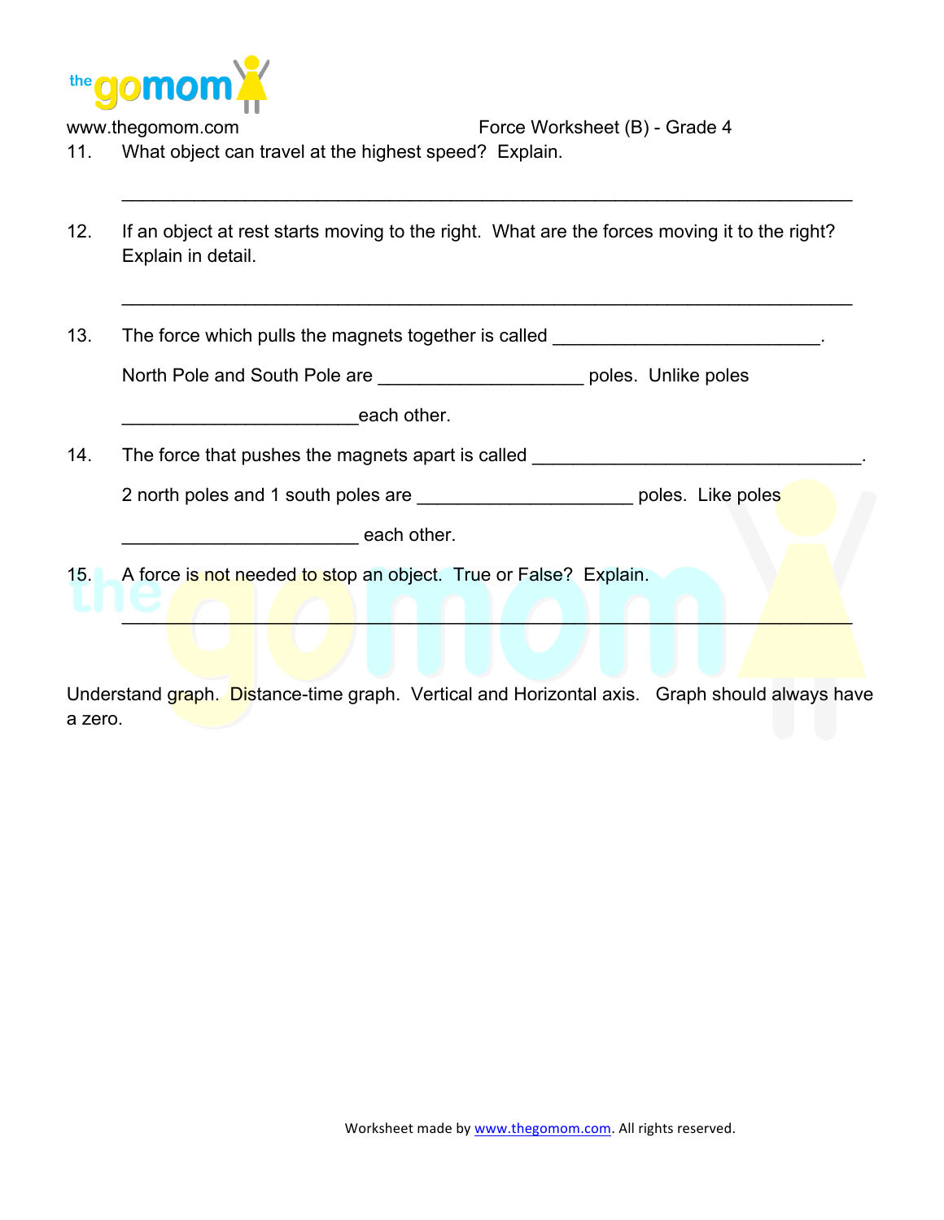11. What object can travel at the highest speed? Explain.

_______________________________________________________________________

12. If an object at rest starts moving to the right. What are the forces moving it to the right? Explain in detail.

_______________________________________________________________________

13. The force which pulls the magnets together is called __________________________.

    North Pole and South Pole are ___________________ poles. Unlike poles

    ______________________each other.

14. The force that pushes the magnets apart is called _________________________________.

    2 north poles and 1 south poles are ____________________ poles. Like poles

    ______________________ each other.

15. A force is not needed to stop an object. True or False? Explain.

_______________________________________________________________________

Understand graph. Distance-time graph. Vertical and Horizontal axis. Graph should always have a zero.